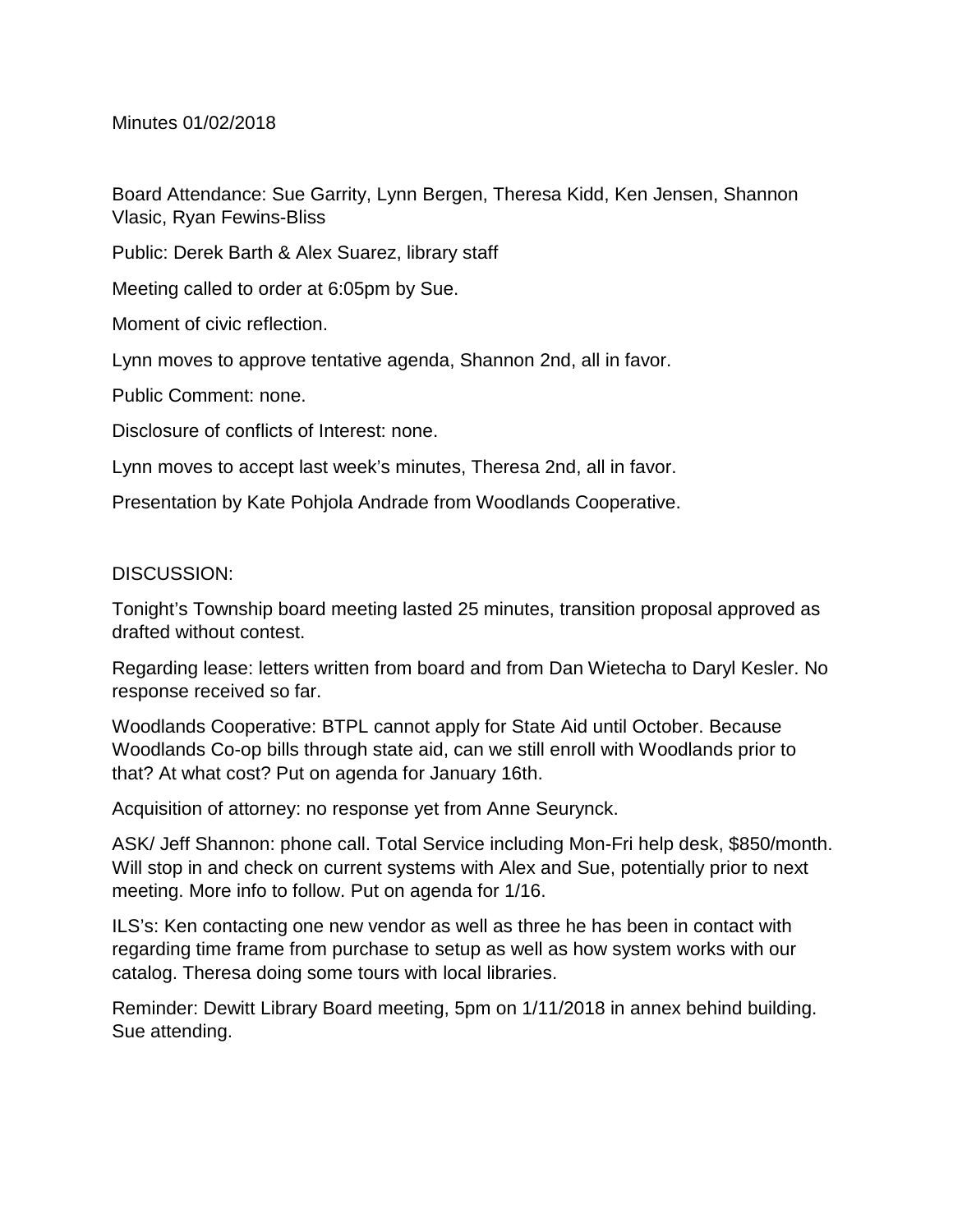Minutes 01/02/2018

Board Attendance: Sue Garrity, Lynn Bergen, Theresa Kidd, Ken Jensen, Shannon Vlasic, Ryan Fewins-Bliss

Public: Derek Barth & Alex Suarez, library staff

Meeting called to order at 6:05pm by Sue.

Moment of civic reflection.

Lynn moves to approve tentative agenda, Shannon 2nd, all in favor.

Public Comment: none.

Disclosure of conflicts of Interest: none.

Lynn moves to accept last week's minutes, Theresa 2nd, all in favor.

Presentation by Kate Pohjola Andrade from Woodlands Cooperative.

DISCUSSION:

Tonight's Township board meeting lasted 25 minutes, transition proposal approved as drafted without contest.

Regarding lease: letters written from board and from Dan Wietecha to Daryl Kesler. No response received so far.

Woodlands Cooperative: BTPL cannot apply for State Aid until October. Because Woodlands Co-op bills through state aid, can we still enroll with Woodlands prior to that? At what cost? Put on agenda for January 16th.

Acquisition of attorney: no response yet from Anne Seurynck.

ASK/ Jeff Shannon: phone call. Total Service including Mon-Fri help desk, $850/month. Will stop in and check on current systems with Alex and Sue, potentially prior to next meeting. More info to follow. Put on agenda for 1/16.

ILS's: Ken contacting one new vendor as well as three he has been in contact with regarding time frame from purchase to setup as well as how system works with our catalog. Theresa doing some tours with local libraries.

Reminder: Dewitt Library Board meeting, 5pm on 1/11/2018 in annex behind building. Sue attending.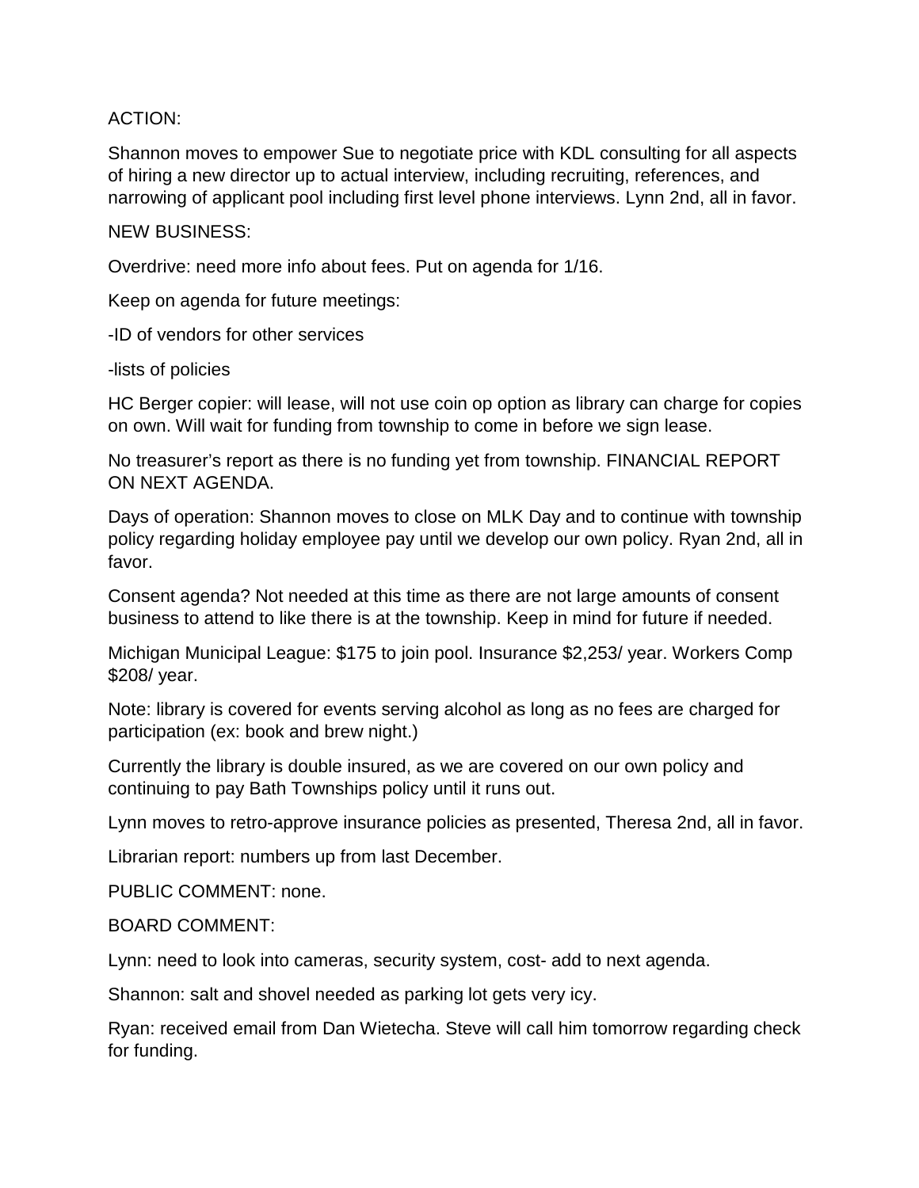ACTION:

Shannon moves to empower Sue to negotiate price with KDL consulting for all aspects of hiring a new director up to actual interview, including recruiting, references, and narrowing of applicant pool including first level phone interviews. Lynn 2nd, all in favor.

NEW BUSINESS:

Overdrive: need more info about fees. Put on agenda for 1/16.

Keep on agenda for future meetings:

-ID of vendors for other services

-lists of policies

HC Berger copier: will lease, will not use coin op option as library can charge for copies on own. Will wait for funding from township to come in before we sign lease.

No treasurer's report as there is no funding yet from township. FINANCIAL REPORT ON NEXT AGENDA.

Days of operation: Shannon moves to close on MLK Day and to continue with township policy regarding holiday employee pay until we develop our own policy. Ryan 2nd, all in favor.

Consent agenda? Not needed at this time as there are not large amounts of consent business to attend to like there is at the township. Keep in mind for future if needed.

Michigan Municipal League: $175 to join pool. Insurance $2,253/ year. Workers Comp $208/ year.

Note: library is covered for events serving alcohol as long as no fees are charged for participation (ex: book and brew night.)

Currently the library is double insured, as we are covered on our own policy and continuing to pay Bath Townships policy until it runs out.

Lynn moves to retro-approve insurance policies as presented, Theresa 2nd, all in favor.

Librarian report: numbers up from last December.

PUBLIC COMMENT: none.

BOARD COMMENT:

Lynn: need to look into cameras, security system, cost- add to next agenda.

Shannon: salt and shovel needed as parking lot gets very icy.

Ryan: received email from Dan Wietecha. Steve will call him tomorrow regarding check for funding.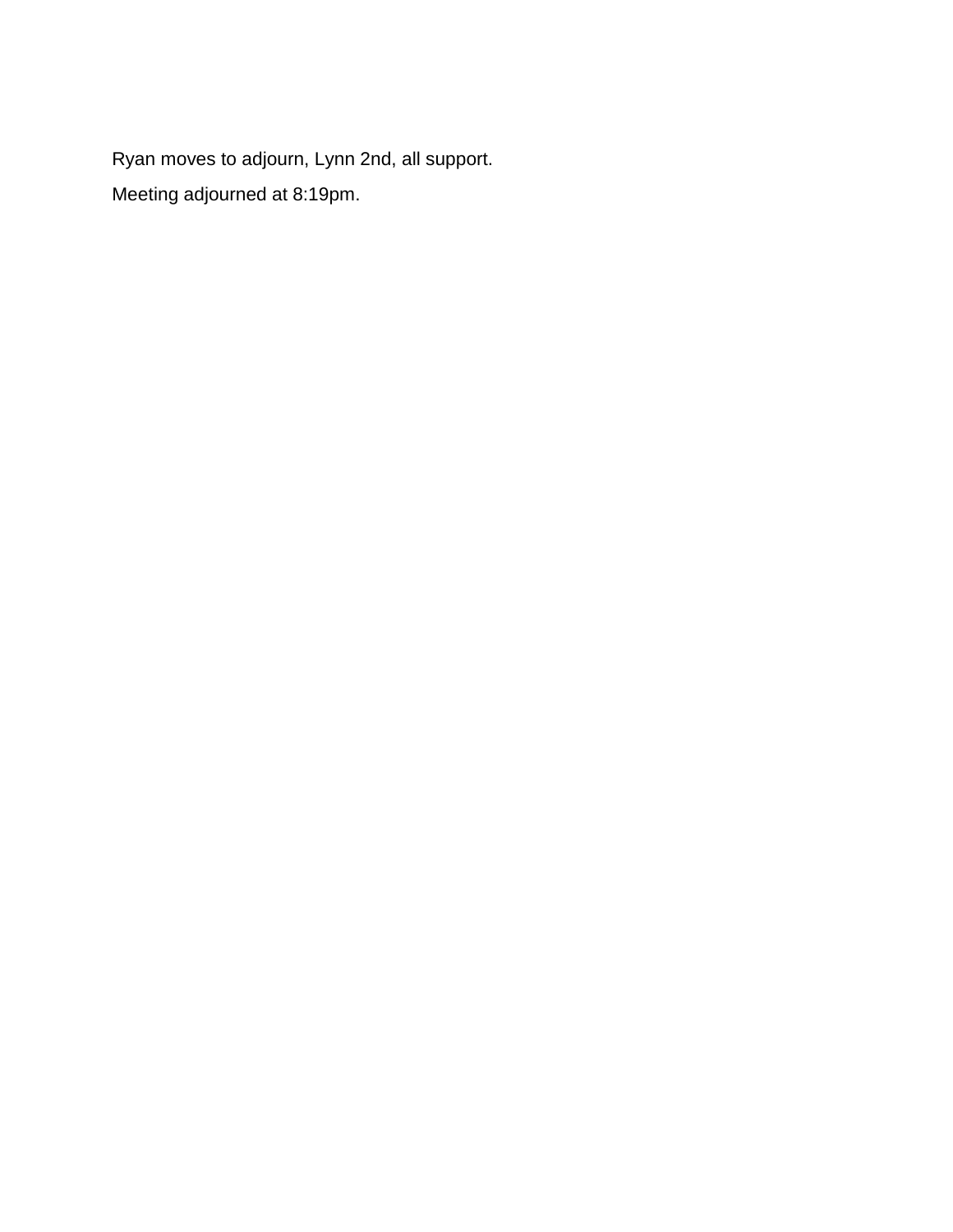Ryan moves to adjourn, Lynn 2nd, all support.

Meeting adjourned at 8:19pm.